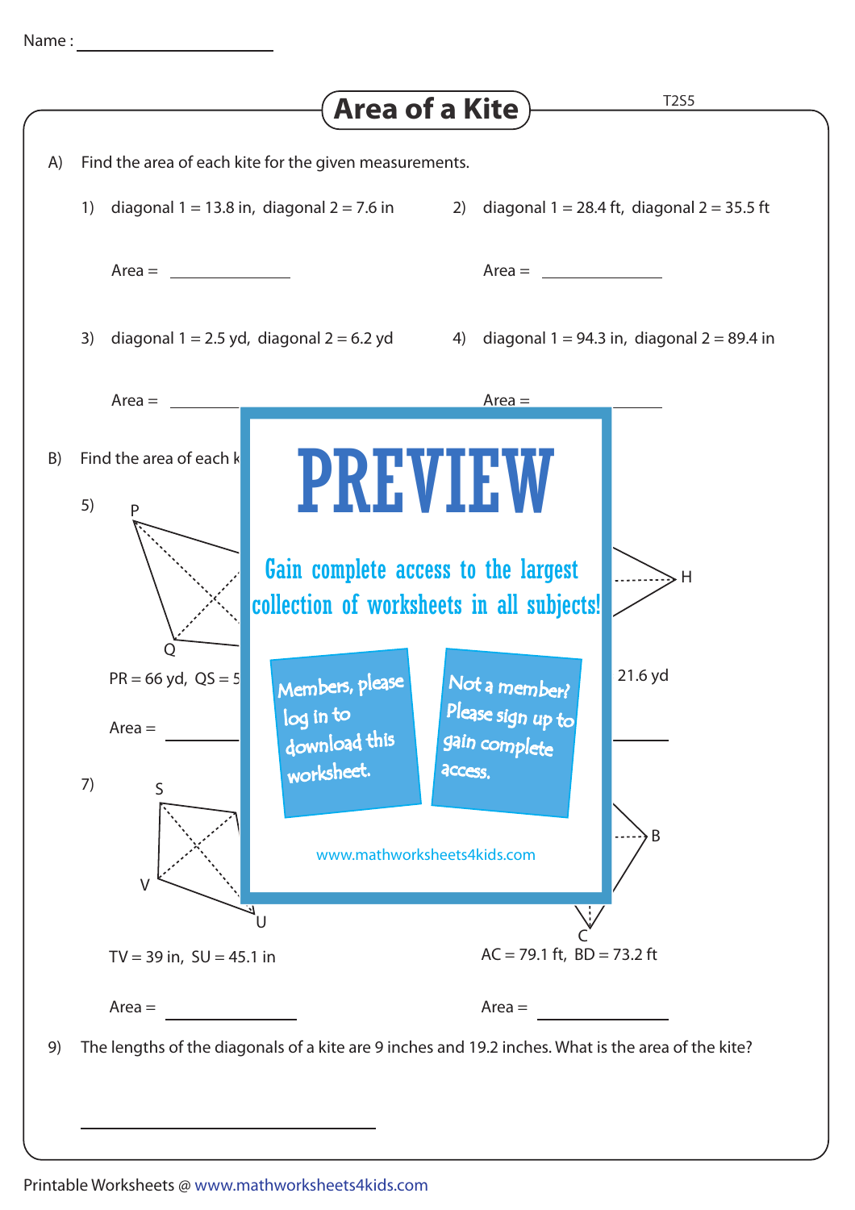Name : ____________________

# Area of a Kite

T2S5

A) Find the area of each kite for the given measurements.

1) diagonal 1 = 13.8 in, diagonal 2 = 7.6 in

Area = ____________

2) diagonal 1 = 28.4 ft, diagonal 2 = 35.5 ft

Area = ____________

3) diagonal 1 = 2.5 yd, diagonal 2 = 6.2 yd

Area = ____________

4) diagonal 1 = 94.3 in, diagonal 2 = 89.4 in

Area = ____________

B) Find the area of each k

5) P, Q, H

PR = 66 yd, QS = 5

Area = ____________

21.6 yd

Area = ____________

PREVIEW

Gain complete access to the largest collection of worksheets in all subjects!

Members, please log in to download this worksheet.

Not a member? Please sign up to gain complete access.

www.mathworksheets4kids.com

7) S, V, U

TV = 39 in, SU = 45.1 in

Area = ____________

B, C

AC = 79.1 ft, BD = 73.2 ft

Area = ____________

9) The lengths of the diagonals of a kite are 9 inches and 19.2 inches. What is the area of the kite?

______________________________

Printable Worksheets @ www.mathworksheets4kids.com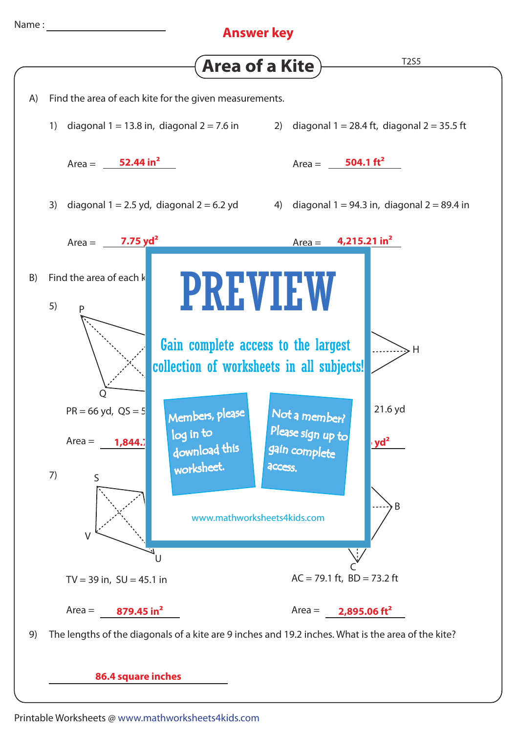Name : ____________________

**Answer key**

# Area of a Kite

T2S5

A) Find the area of each kite for the given measurements.

1) diagonal 1 = 13.8 in, diagonal 2 = 7.6 in

Area = **52.44 $in^2$**

2) diagonal 1 = 28.4 ft, diagonal 2 = 35.5 ft

Area = **504.1 $ft^2$**

3) diagonal 1 = 2.5 yd, diagonal 2 = 6.2 yd

Area = **7.75 $yd^2$**

4) diagonal 1 = 94.3 in, diagonal 2 = 89.4 in

Area = **4,215.21 $in^2$**

B) Find the area of each k

5)

P

Q

PR = 66 yd, QS = 5

Area = **1,844.**

6)

H

21.6 yd

Area = **yd²**

PREVIEW

Gain complete access to the largest collection of worksheets in all subjects!

Members, please log in to download this worksheet.

Not a member? Please sign up to gain complete access.

www.mathworksheets4kids.com

7)

S

V

U

TV = 39 in, SU = 45.1 in

Area = **879.45 $in^2$**

8)

B

C

AC = 79.1 ft, BD = 73.2 ft

Area = **2,895.06 $ft^2$**

9) The lengths of the diagonals of a kite are 9 inches and 19.2 inches. What is the area of the kite?

**86.4 square inches**

Printable Worksheets @ www.mathworksheets4kids.com